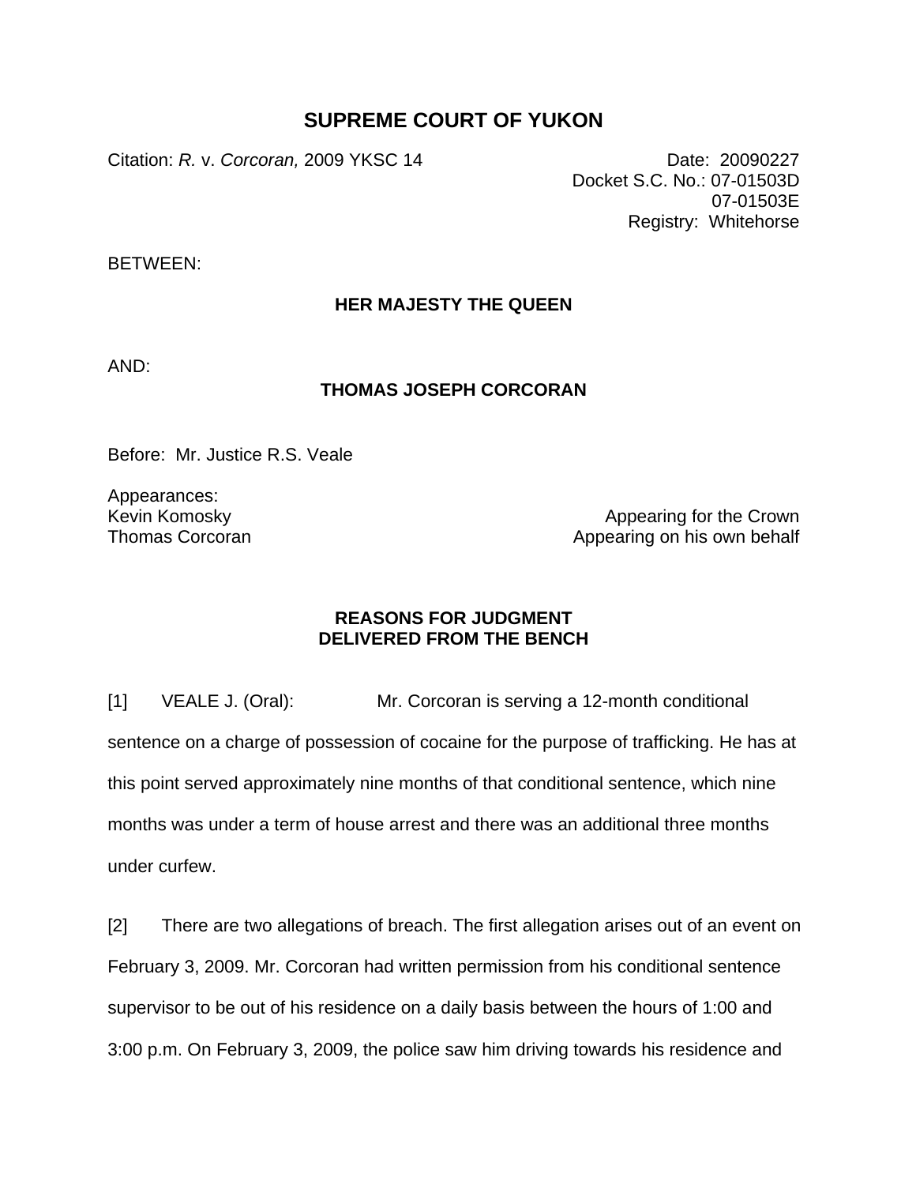# SUPREME COURT OF YUKON

Citation: *R.* v. *Corcoran,* 2009 YKSC 14

Date: 20090227
Docket S.C. No.: 07-01503D
07-01503E
Registry: Whitehorse

BETWEEN:

**HER MAJESTY THE QUEEN**

AND:

**THOMAS JOSEPH CORCORAN**

Before: Mr. Justice R.S. Veale

Appearances:

| | |
|---|---|
| Kevin Komosky | Appearing for the Crown |
| Thomas Corcoran | Appearing on his own behalf |

**REASONS FOR JUDGMENT**
**DELIVERED FROM THE BENCH**

[1] VEALE J. (Oral): Mr. Corcoran is serving a 12-month conditional sentence on a charge of possession of cocaine for the purpose of trafficking. He has at this point served approximately nine months of that conditional sentence, which nine months was under a term of house arrest and there was an additional three months under curfew.

[2] There are two allegations of breach. The first allegation arises out of an event on February 3, 2009. Mr. Corcoran had written permission from his conditional sentence supervisor to be out of his residence on a daily basis between the hours of 1:00 and 3:00 p.m. On February 3, 2009, the police saw him driving towards his residence and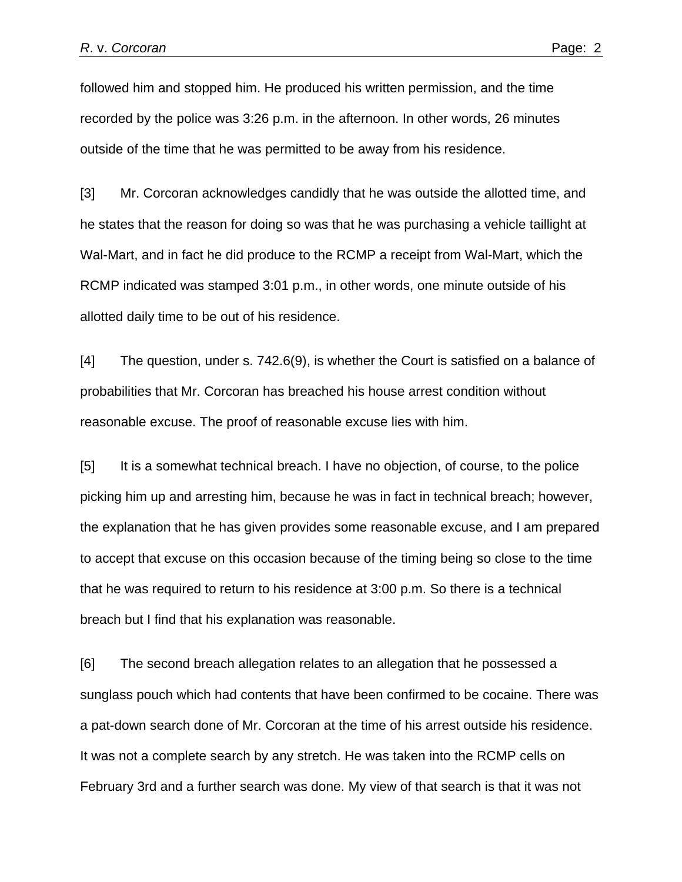followed him and stopped him. He produced his written permission, and the time recorded by the police was 3:26 p.m. in the afternoon. In other words, 26 minutes outside of the time that he was permitted to be away from his residence.

[3] Mr. Corcoran acknowledges candidly that he was outside the allotted time, and he states that the reason for doing so was that he was purchasing a vehicle taillight at Wal-Mart, and in fact he did produce to the RCMP a receipt from Wal-Mart, which the RCMP indicated was stamped 3:01 p.m., in other words, one minute outside of his allotted daily time to be out of his residence.

[4] The question, under s. 742.6(9), is whether the Court is satisfied on a balance of probabilities that Mr. Corcoran has breached his house arrest condition without reasonable excuse. The proof of reasonable excuse lies with him.

[5] It is a somewhat technical breach. I have no objection, of course, to the police picking him up and arresting him, because he was in fact in technical breach; however, the explanation that he has given provides some reasonable excuse, and I am prepared to accept that excuse on this occasion because of the timing being so close to the time that he was required to return to his residence at 3:00 p.m. So there is a technical breach but I find that his explanation was reasonable.

[6] The second breach allegation relates to an allegation that he possessed a sunglass pouch which had contents that have been confirmed to be cocaine. There was a pat-down search done of Mr. Corcoran at the time of his arrest outside his residence. It was not a complete search by any stretch. He was taken into the RCMP cells on February 3rd and a further search was done. My view of that search is that it was not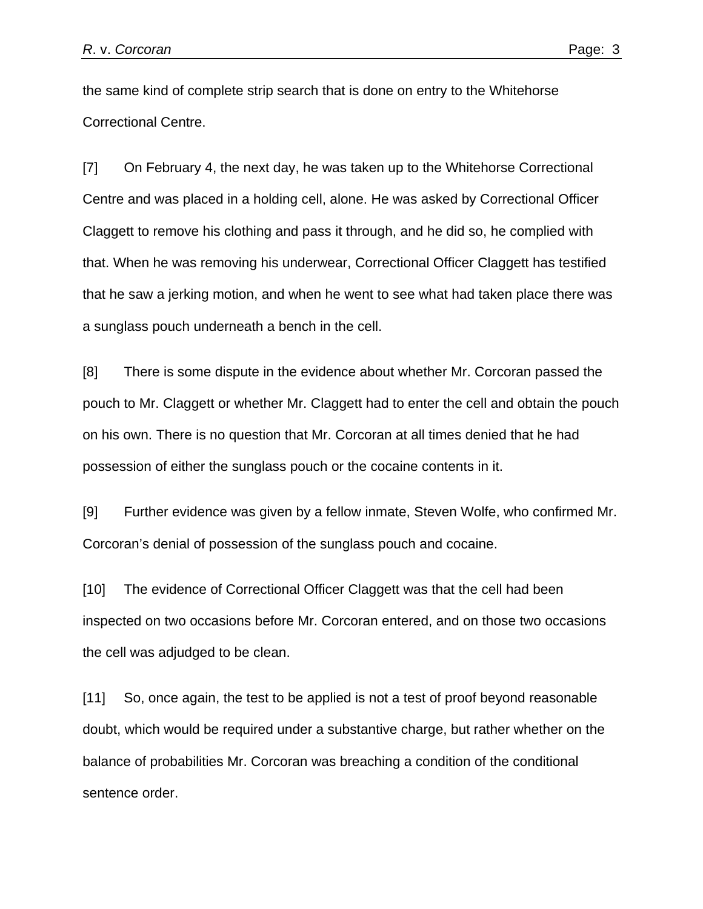the same kind of complete strip search that is done on entry to the Whitehorse Correctional Centre.

[7] On February 4, the next day, he was taken up to the Whitehorse Correctional Centre and was placed in a holding cell, alone. He was asked by Correctional Officer Claggett to remove his clothing and pass it through, and he did so, he complied with that. When he was removing his underwear, Correctional Officer Claggett has testified that he saw a jerking motion, and when he went to see what had taken place there was a sunglass pouch underneath a bench in the cell.

[8] There is some dispute in the evidence about whether Mr. Corcoran passed the pouch to Mr. Claggett or whether Mr. Claggett had to enter the cell and obtain the pouch on his own. There is no question that Mr. Corcoran at all times denied that he had possession of either the sunglass pouch or the cocaine contents in it.

[9] Further evidence was given by a fellow inmate, Steven Wolfe, who confirmed Mr. Corcoran's denial of possession of the sunglass pouch and cocaine.

[10] The evidence of Correctional Officer Claggett was that the cell had been inspected on two occasions before Mr. Corcoran entered, and on those two occasions the cell was adjudged to be clean.

[11] So, once again, the test to be applied is not a test of proof beyond reasonable doubt, which would be required under a substantive charge, but rather whether on the balance of probabilities Mr. Corcoran was breaching a condition of the conditional sentence order.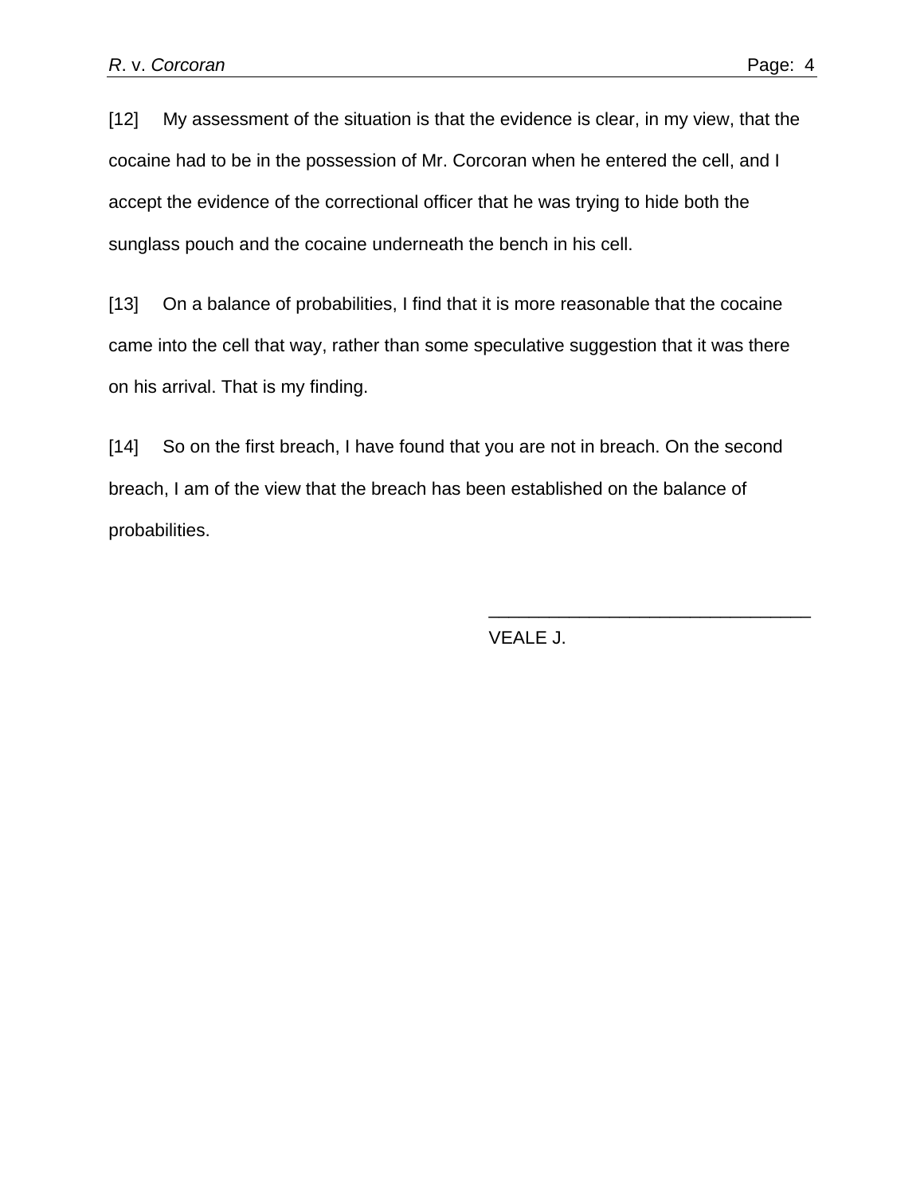[12] My assessment of the situation is that the evidence is clear, in my view, that the cocaine had to be in the possession of Mr. Corcoran when he entered the cell, and I accept the evidence of the correctional officer that he was trying to hide both the sunglass pouch and the cocaine underneath the bench in his cell.

[13] On a balance of probabilities, I find that it is more reasonable that the cocaine came into the cell that way, rather than some speculative suggestion that it was there on his arrival. That is my finding.

[14] So on the first breach, I have found that you are not in breach. On the second breach, I am of the view that the breach has been established on the balance of probabilities.

________________________________

VEALE J.